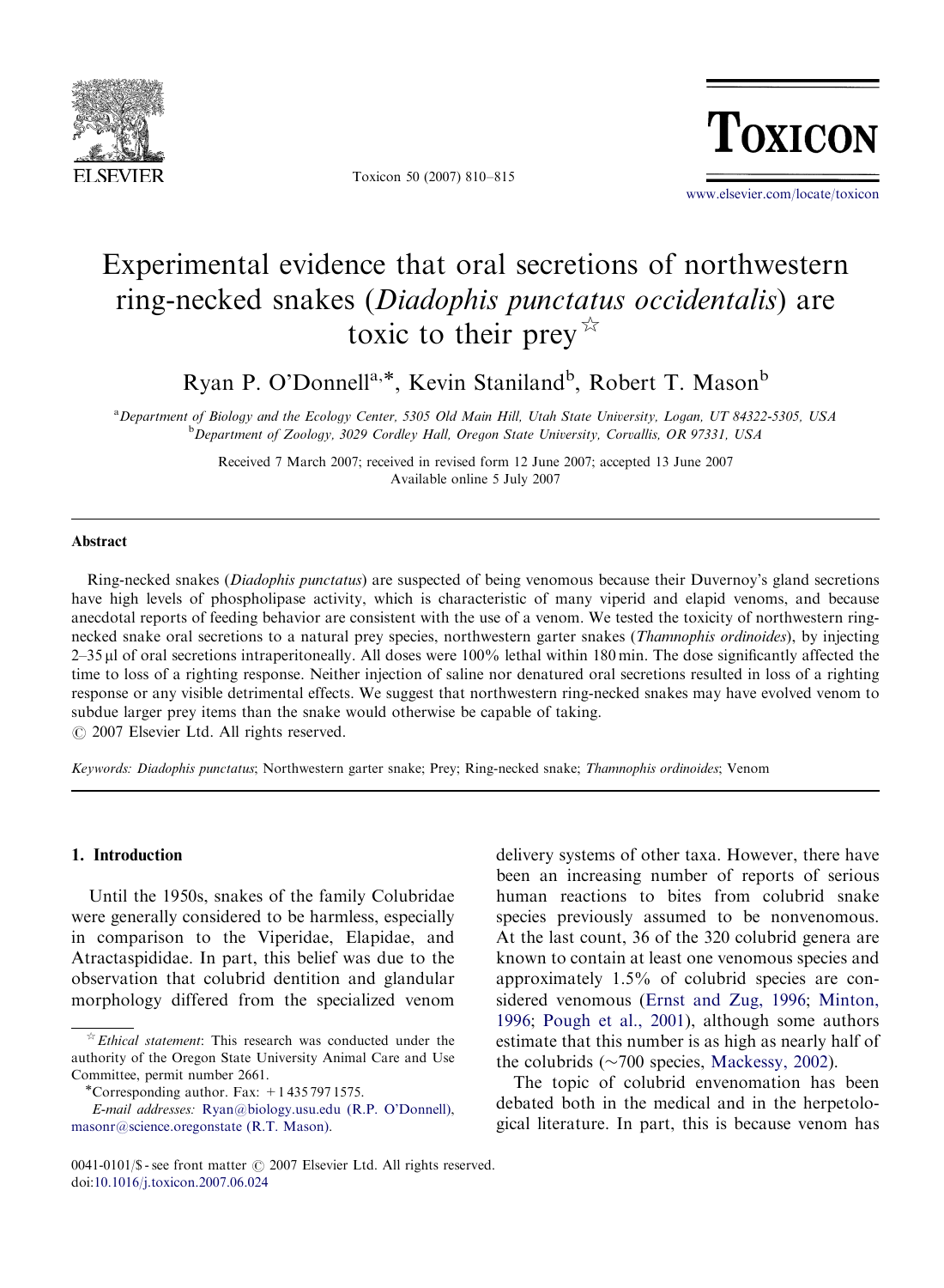# Experimental evidence that oral secretions of northwestern ring-necked snakes (*Diadophis punctatus occidentalis*) are toxic to their prey ☆

Ryan P. O'Donnell[a,*], Kevin Staniland[b], Robert T. Mason[b]

[a]Department of Biology and the Ecology Center, 5305 Old Main Hill, Utah State University, Logan, UT 84322-5305, USA
[b]Department of Zoology, 3029 Cordley Hall, Oregon State University, Corvallis, OR 97331, USA

Received 7 March 2007; received in revised form 12 June 2007; accepted 13 June 2007
Available online 5 July 2007

## Abstract

Ring-necked snakes (*Diadophis punctatus*) are suspected of being venomous because their Duvernoy's gland secretions have high levels of phospholipase activity, which is characteristic of many viperid and elapid venoms, and because anecdotal reports of feeding behavior are consistent with the use of a venom. We tested the toxicity of northwestern ring-necked snake oral secretions to a natural prey species, northwestern garter snakes (*Thamnophis ordinoides*), by injecting 2–35 μl of oral secretions intraperitoneally. All doses were 100% lethal within 180 min. The dose significantly affected the time to loss of a righting response. Neither injection of saline nor denatured oral secretions resulted in loss of a righting response or any visible detrimental effects. We suggest that northwestern ring-necked snakes may have evolved venom to subdue larger prey items than the snake would otherwise be capable of taking.
© 2007 Elsevier Ltd. All rights reserved.

*Keywords:* *Diadophis punctatus*; Northwestern garter snake; Prey; Ring-necked snake; *Thamnophis ordinoides*; Venom

## 1. Introduction

Until the 1950s, snakes of the family Colubridae were generally considered to be harmless, especially in comparison to the Viperidae, Elapidae, and Atractaspididae. In part, this belief was due to the observation that colubrid dentition and glandular morphology differed from the specialized venom delivery systems of other taxa. However, there have been an increasing number of reports of serious human reactions to bites from colubrid snake species previously assumed to be nonvenomous. At the last count, 36 of the 320 colubrid genera are known to contain at least one venomous species and approximately 1.5% of colubrid species are considered venomous (Ernst and Zug, 1996; Minton, 1996; Pough et al., 2001), although some authors estimate that this number is as high as nearly half of the colubrids (~700 species, Mackessy, 2002).

The topic of colubrid envenomation has been debated both in the medical and in the herpetological literature. In part, this is because venom has

☆ *Ethical statement*: This research was conducted under the authority of the Oregon State University Animal Care and Use Committee, permit number 2661.

*Corresponding author. Fax: +1 435 797 1575.
*E-mail addresses:* Ryan@biology.usu.edu (R.P. O'Donnell), masonr@science.oregonstate (R.T. Mason).

0041-0101/$ - see front matter © 2007 Elsevier Ltd. All rights reserved.
doi:10.1016/j.toxicon.2007.06.024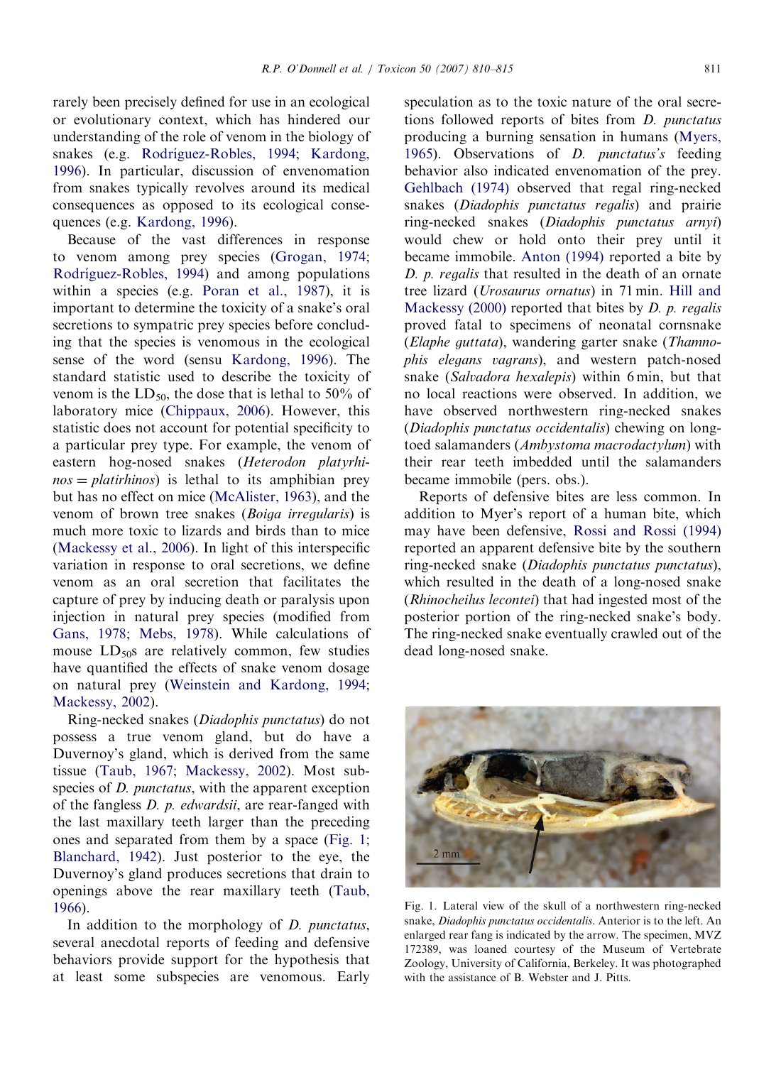rarely been precisely defined for use in an ecological or evolutionary context, which has hindered our understanding of the role of venom in the biology of snakes (e.g. Rodríguez-Robles, 1994; Kardong, 1996). In particular, discussion of envenomation from snakes typically revolves around its medical consequences as opposed to its ecological consequences (e.g. Kardong, 1996).

Because of the vast differences in response to venom among prey species (Grogan, 1974; Rodríguez-Robles, 1994) and among populations within a species (e.g. Poran et al., 1987), it is important to determine the toxicity of a snake's oral secretions to sympatric prey species before concluding that the species is venomous in the ecological sense of the word (sensu Kardong, 1996). The standard statistic used to describe the toxicity of venom is the $LD_{50}$, the dose that is lethal to 50% of laboratory mice (Chippaux, 2006). However, this statistic does not account for potential specificity to a particular prey type. For example, the venom of eastern hog-nosed snakes (*Heterodon platyrhinos* = *platirhinos*) is lethal to its amphibian prey but has no effect on mice (McAlister, 1963), and the venom of brown tree snakes (*Boiga irregularis*) is much more toxic to lizards and birds than to mice (Mackessy et al., 2006). In light of this interspecific variation in response to oral secretions, we define venom as an oral secretion that facilitates the capture of prey by inducing death or paralysis upon injection in natural prey species (modified from Gans, 1978; Mebs, 1978). While calculations of mouse $LD_{50}$s are relatively common, few studies have quantified the effects of snake venom dosage on natural prey (Weinstein and Kardong, 1994; Mackessy, 2002).

Ring-necked snakes (*Diadophis punctatus*) do not possess a true venom gland, but do have a Duvernoy's gland, which is derived from the same tissue (Taub, 1967; Mackessy, 2002). Most subspecies of *D. punctatus*, with the apparent exception of the fangless *D. p. edwardsii*, are rear-fanged with the last maxillary teeth larger than the preceding ones and separated from them by a space (Fig. 1; Blanchard, 1942). Just posterior to the eye, the Duvernoy's gland produces secretions that drain to openings above the rear maxillary teeth (Taub, 1966).

In addition to the morphology of *D. punctatus*, several anecdotal reports of feeding and defensive behaviors provide support for the hypothesis that at least some subspecies are venomous. Early speculation as to the toxic nature of the oral secretions followed reports of bites from *D. punctatus* producing a burning sensation in humans (Myers, 1965). Observations of *D. punctatus's* feeding behavior also indicated envenomation of the prey. Gehlbach (1974) observed that regal ring-necked snakes (*Diadophis punctatus regalis*) and prairie ring-necked snakes (*Diadophis punctatus arnyi*) would chew or hold onto their prey until it became immobile. Anton (1994) reported a bite by *D. p. regalis* that resulted in the death of an ornate tree lizard (*Urosaurus ornatus*) in 71 min. Hill and Mackessy (2000) reported that bites by *D. p. regalis* proved fatal to specimens of neonatal cornsnake (*Elaphe guttata*), wandering garter snake (*Thamnophis elegans vagrans*), and western patch-nosed snake (*Salvadora hexalepis*) within 6 min, but that no local reactions were observed. In addition, we have observed northwestern ring-necked snakes (*Diadophis punctatus occidentalis*) chewing on long-toed salamanders (*Ambystoma macrodactylum*) with their rear teeth imbedded until the salamanders became immobile (pers. obs.).

Reports of defensive bites are less common. In addition to Myer's report of a human bite, which may have been defensive, Rossi and Rossi (1994) reported an apparent defensive bite by the southern ring-necked snake (*Diadophis punctatus punctatus*), which resulted in the death of a long-nosed snake (*Rhinocheilus lecontei*) that had ingested most of the posterior portion of the ring-necked snake's body. The ring-necked snake eventually crawled out of the dead long-nosed snake.

Fig. 1. Lateral view of the skull of a northwestern ring-necked snake, *Diadophis punctatus occidentalis*. Anterior is to the left. An enlarged rear fang is indicated by the arrow. The specimen, MVZ 172389, was loaned courtesy of the Museum of Vertebrate Zoology, University of California, Berkeley. It was photographed with the assistance of B. Webster and J. Pitts.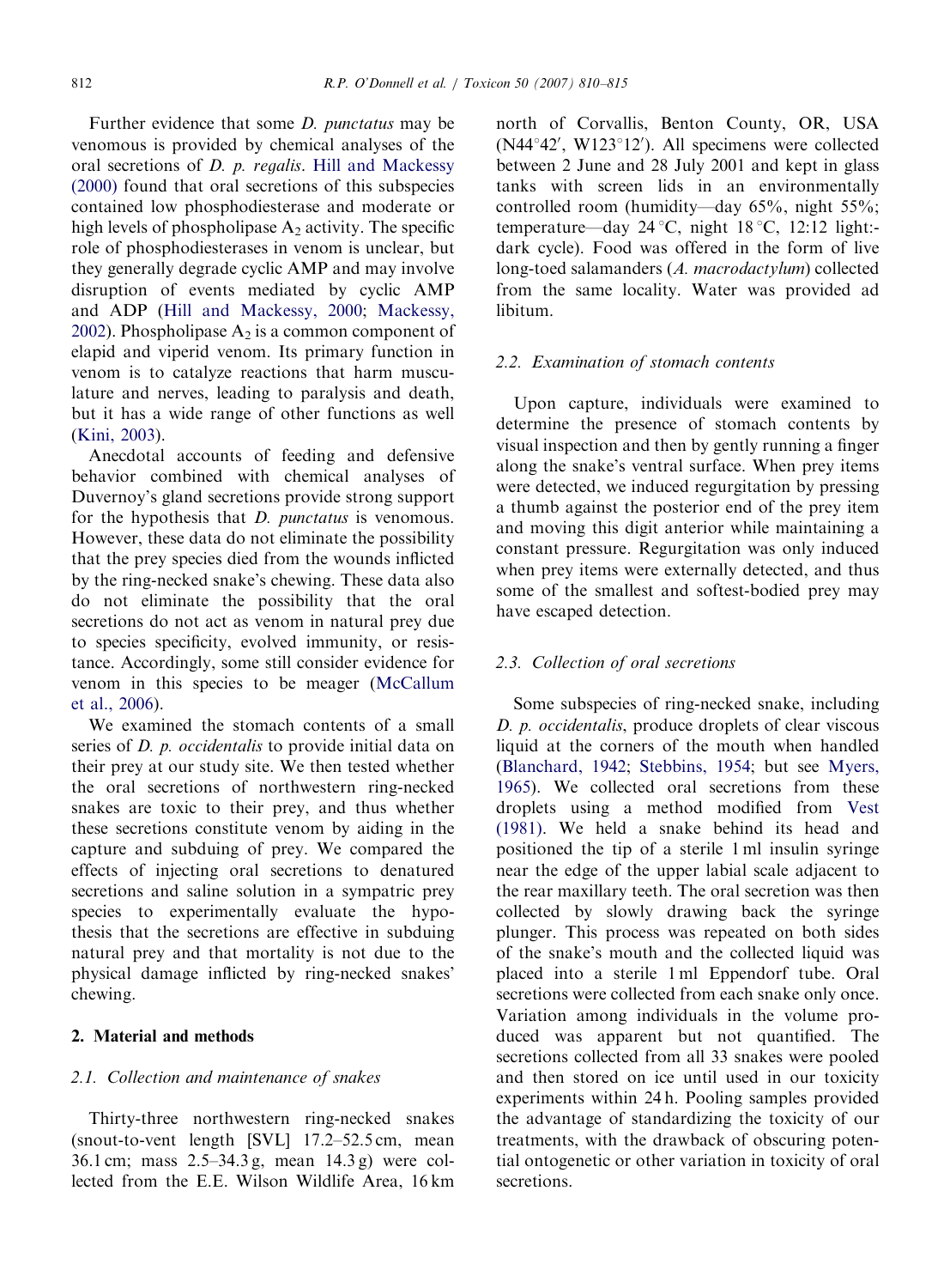Further evidence that some *D. punctatus* may be venomous is provided by chemical analyses of the oral secretions of *D. p. regalis*. Hill and Mackessy (2000) found that oral secretions of this subspecies contained low phosphodiesterase and moderate or high levels of phospholipase $A_2$ activity. The specific role of phosphodiesterases in venom is unclear, but they generally degrade cyclic AMP and may involve disruption of events mediated by cyclic AMP and ADP (Hill and Mackessy, 2000; Mackessy, 2002). Phospholipase $A_2$ is a common component of elapid and viperid venom. Its primary function in venom is to catalyze reactions that harm musculature and nerves, leading to paralysis and death, but it has a wide range of other functions as well (Kini, 2003).

Anecdotal accounts of feeding and defensive behavior combined with chemical analyses of Duvernoy's gland secretions provide strong support for the hypothesis that *D. punctatus* is venomous. However, these data do not eliminate the possibility that the prey species died from the wounds inflicted by the ring-necked snake's chewing. These data also do not eliminate the possibility that the oral secretions do not act as venom in natural prey due to species specificity, evolved immunity, or resistance. Accordingly, some still consider evidence for venom in this species to be meager (McCallum et al., 2006).

We examined the stomach contents of a small series of *D. p. occidentalis* to provide initial data on their prey at our study site. We then tested whether the oral secretions of northwestern ring-necked snakes are toxic to their prey, and thus whether these secretions constitute venom by aiding in the capture and subduing of prey. We compared the effects of injecting oral secretions to denatured secretions and saline solution in a sympatric prey species to experimentally evaluate the hypothesis that the secretions are effective in subduing natural prey and that mortality is not due to the physical damage inflicted by ring-necked snakes' chewing.

## 2. Material and methods

### 2.1. Collection and maintenance of snakes

Thirty-three northwestern ring-necked snakes (snout-to-vent length [SVL] 17.2–52.5 cm, mean 36.1 cm; mass 2.5–34.3 g, mean 14.3 g) were collected from the E.E. Wilson Wildlife Area, 16 km north of Corvallis, Benton County, OR, USA (N44°42′, W123°12′). All specimens were collected between 2 June and 28 July 2001 and kept in glass tanks with screen lids in an environmentally controlled room (humidity—day 65%, night 55%; temperature—day 24 °C, night 18 °C, 12:12 light:-dark cycle). Food was offered in the form of live long-toed salamanders (*A. macrodactylum*) collected from the same locality. Water was provided ad libitum.

### 2.2. Examination of stomach contents

Upon capture, individuals were examined to determine the presence of stomach contents by visual inspection and then by gently running a finger along the snake's ventral surface. When prey items were detected, we induced regurgitation by pressing a thumb against the posterior end of the prey item and moving this digit anterior while maintaining a constant pressure. Regurgitation was only induced when prey items were externally detected, and thus some of the smallest and softest-bodied prey may have escaped detection.

### 2.3. Collection of oral secretions

Some subspecies of ring-necked snake, including *D. p. occidentalis*, produce droplets of clear viscous liquid at the corners of the mouth when handled (Blanchard, 1942; Stebbins, 1954; but see Myers, 1965). We collected oral secretions from these droplets using a method modified from Vest (1981). We held a snake behind its head and positioned the tip of a sterile 1 ml insulin syringe near the edge of the upper labial scale adjacent to the rear maxillary teeth. The oral secretion was then collected by slowly drawing back the syringe plunger. This process was repeated on both sides of the snake's mouth and the collected liquid was placed into a sterile 1 ml Eppendorf tube. Oral secretions were collected from each snake only once. Variation among individuals in the volume produced was apparent but not quantified. The secretions collected from all 33 snakes were pooled and then stored on ice until used in our toxicity experiments within 24 h. Pooling samples provided the advantage of standardizing the toxicity of our treatments, with the drawback of obscuring potential ontogenetic or other variation in toxicity of oral secretions.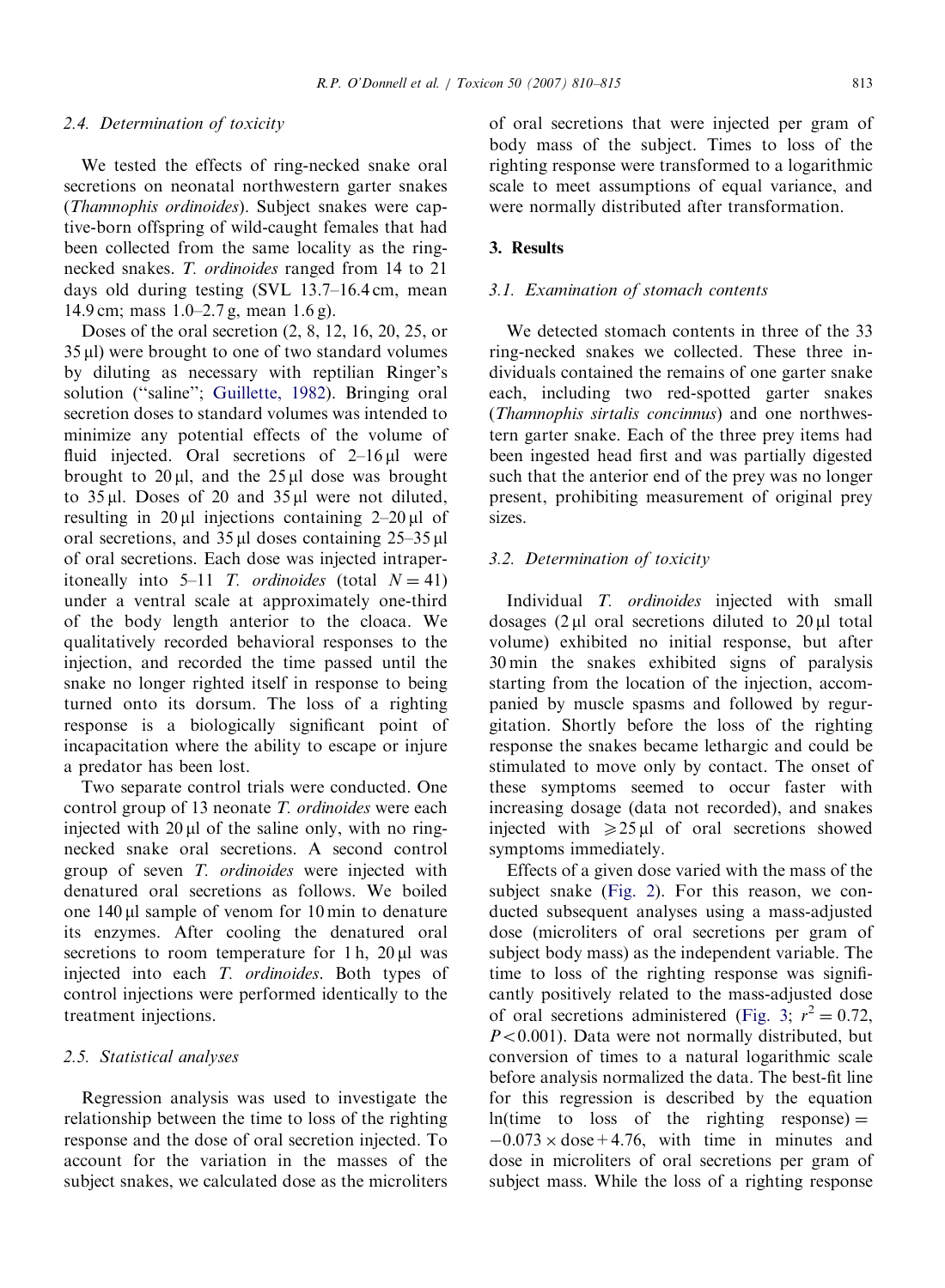### 2.4. Determination of toxicity

We tested the effects of ring-necked snake oral secretions on neonatal northwestern garter snakes (*Thamnophis ordinoides*). Subject snakes were captive-born offspring of wild-caught females that had been collected from the same locality as the ring-necked snakes. *T. ordinoides* ranged from 14 to 21 days old during testing (SVL 13.7–16.4 cm, mean 14.9 cm; mass 1.0–2.7 g, mean 1.6 g).

Doses of the oral secretion (2, 8, 12, 16, 20, 25, or 35 μl) were brought to one of two standard volumes by diluting as necessary with reptilian Ringer's solution ("saline"; Guillette, 1982). Bringing oral secretion doses to standard volumes was intended to minimize any potential effects of the volume of fluid injected. Oral secretions of 2–16 μl were brought to 20 μl, and the 25 μl dose was brought to 35 μl. Doses of 20 and 35 μl were not diluted, resulting in 20 μl injections containing 2–20 μl of oral secretions, and 35 μl doses containing 25–35 μl of oral secretions. Each dose was injected intraperitoneally into 5–11 *T. ordinoides* (total $N = 41$) under a ventral scale at approximately one-third of the body length anterior to the cloaca. We qualitatively recorded behavioral responses to the injection, and recorded the time passed until the snake no longer righted itself in response to being turned onto its dorsum. The loss of a righting response is a biologically significant point of incapacitation where the ability to escape or injure a predator has been lost.

Two separate control trials were conducted. One control group of 13 neonate *T. ordinoides* were each injected with 20 μl of the saline only, with no ring-necked snake oral secretions. A second control group of seven *T. ordinoides* were injected with denatured oral secretions as follows. We boiled one 140 μl sample of venom for 10 min to denature its enzymes. After cooling the denatured oral secretions to room temperature for 1 h, 20 μl was injected into each *T. ordinoides*. Both types of control injections were performed identically to the treatment injections.

### 2.5. Statistical analyses

Regression analysis was used to investigate the relationship between the time to loss of the righting response and the dose of oral secretion injected. To account for the variation in the masses of the subject snakes, we calculated dose as the microliters of oral secretions that were injected per gram of body mass of the subject. Times to loss of the righting response were transformed to a logarithmic scale to meet assumptions of equal variance, and were normally distributed after transformation.

## 3. Results

### 3.1. Examination of stomach contents

We detected stomach contents in three of the 33 ring-necked snakes we collected. These three individuals contained the remains of one garter snake each, including two red-spotted garter snakes (*Thamnophis sirtalis concinnus*) and one northwestern garter snake. Each of the three prey items had been ingested head first and was partially digested such that the anterior end of the prey was no longer present, prohibiting measurement of original prey sizes.

### 3.2. Determination of toxicity

Individual *T. ordinoides* injected with small dosages (2 μl oral secretions diluted to 20 μl total volume) exhibited no initial response, but after 30 min the snakes exhibited signs of paralysis starting from the location of the injection, accompanied by muscle spasms and followed by regurgitation. Shortly before the loss of the righting response the snakes became lethargic and could be stimulated to move only by contact. The onset of these symptoms seemed to occur faster with increasing dosage (data not recorded), and snakes injected with ⩾25 μl of oral secretions showed symptoms immediately.

Effects of a given dose varied with the mass of the subject snake (Fig. 2). For this reason, we conducted subsequent analyses using a mass-adjusted dose (microliters of oral secretions per gram of subject body mass) as the independent variable. The time to loss of the righting response was significantly positively related to the mass-adjusted dose of oral secretions administered (Fig. 3; $r^2 = 0.72$, $P < 0.001$). Data were not normally distributed, but conversion of times to a natural logarithmic scale before analysis normalized the data. The best-fit line for this regression is described by the equation $\ln(\text{time to loss of the righting response}) = -0.073 \times \text{dose} + 4.76$, with time in minutes and dose in microliters of oral secretions per gram of subject mass. While the loss of a righting response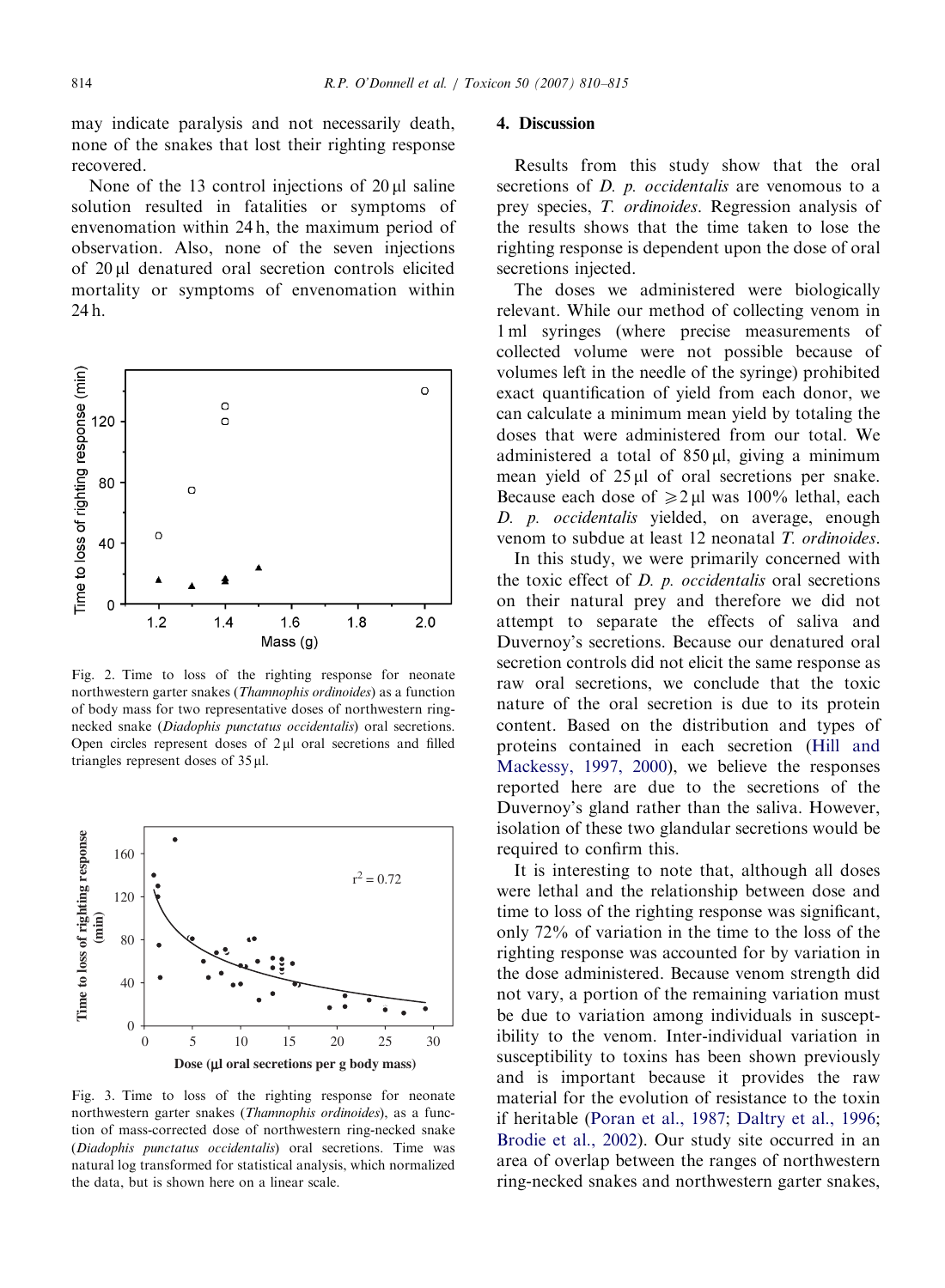may indicate paralysis and not necessarily death, none of the snakes that lost their righting response recovered.

None of the 13 control injections of 20 μl saline solution resulted in fatalities or symptoms of envenomation within 24 h, the maximum period of observation. Also, none of the seven injections of 20 μl denatured oral secretion controls elicited mortality or symptoms of envenomation within 24 h.

Fig. 2. Time to loss of the righting response for neonate northwestern garter snakes (*Thamnophis ordinoides*) as a function of body mass for two representative doses of northwestern ring-necked snake (*Diadophis punctatus occidentalis*) oral secretions. Open circles represent doses of 2 μl oral secretions and filled triangles represent doses of 35 μl.

Fig. 3. Time to loss of the righting response for neonate northwestern garter snakes (*Thamnophis ordinoides*), as a function of mass-corrected dose of northwestern ring-necked snake (*Diadophis punctatus occidentalis*) oral secretions. Time was natural log transformed for statistical analysis, which normalized the data, but is shown here on a linear scale.

## 4. Discussion

Results from this study show that the oral secretions of *D. p. occidentalis* are venomous to a prey species, *T. ordinoides*. Regression analysis of the results shows that the time taken to lose the righting response is dependent upon the dose of oral secretions injected.

The doses we administered were biologically relevant. While our method of collecting venom in 1 ml syringes (where precise measurements of collected volume were not possible because of volumes left in the needle of the syringe) prohibited exact quantification of yield from each donor, we can calculate a minimum mean yield by totaling the doses that were administered from our total. We administered a total of 850 μl, giving a minimum mean yield of 25 μl of oral secretions per snake. Because each dose of $\geqslant 2$ μl was 100% lethal, each *D. p. occidentalis* yielded, on average, enough venom to subdue at least 12 neonatal *T. ordinoides*.

In this study, we were primarily concerned with the toxic effect of *D. p. occidentalis* oral secretions on their natural prey and therefore we did not attempt to separate the effects of saliva and Duvernoy's secretions. Because our denatured oral secretion controls did not elicit the same response as raw oral secretions, we conclude that the toxic nature of the oral secretion is due to its protein content. Based on the distribution and types of proteins contained in each secretion (Hill and Mackessy, 1997, 2000), we believe the responses reported here are due to the secretions of the Duvernoy's gland rather than the saliva. However, isolation of these two glandular secretions would be required to confirm this.

It is interesting to note that, although all doses were lethal and the relationship between dose and time to loss of the righting response was significant, only 72% of variation in the time to the loss of the righting response was accounted for by variation in the dose administered. Because venom strength did not vary, a portion of the remaining variation must be due to variation among individuals in susceptibility to the venom. Inter-individual variation in susceptibility to toxins has been shown previously and is important because it provides the raw material for the evolution of resistance to the toxin if heritable (Poran et al., 1987; Daltry et al., 1996; Brodie et al., 2002). Our study site occurred in an area of overlap between the ranges of northwestern ring-necked snakes and northwestern garter snakes,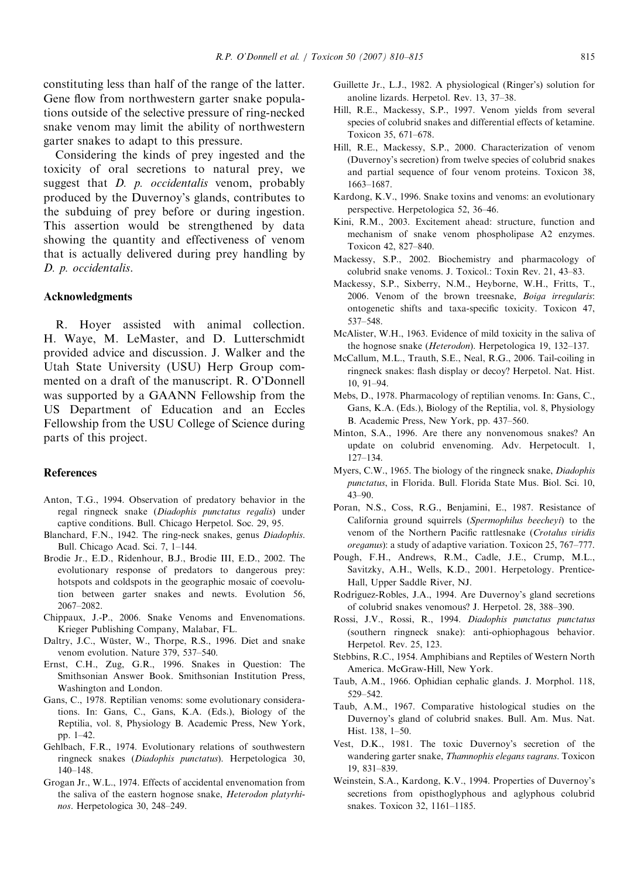constituting less than half of the range of the latter. Gene flow from northwestern garter snake populations outside of the selective pressure of ring-necked snake venom may limit the ability of northwestern garter snakes to adapt to this pressure.

Considering the kinds of prey ingested and the toxicity of oral secretions to natural prey, we suggest that *D. p. occidentalis* venom, probably produced by the Duvernoy's glands, contributes to the subduing of prey before or during ingestion. This assertion would be strengthened by data showing the quantity and effectiveness of venom that is actually delivered during prey handling by *D. p. occidentalis*.

## Acknowledgments

R. Hoyer assisted with animal collection. H. Waye, M. LeMaster, and D. Lutterschmidt provided advice and discussion. J. Walker and the Utah State University (USU) Herp Group commented on a draft of the manuscript. R. O'Donnell was supported by a GAANN Fellowship from the US Department of Education and an Eccles Fellowship from the USU College of Science during parts of this project.

## References

Anton, T.G., 1994. Observation of predatory behavior in the regal ringneck snake (*Diadophis punctatus regalis*) under captive conditions. Bull. Chicago Herpetol. Soc. 29, 95.

Blanchard, F.N., 1942. The ring-neck snakes, genus *Diadophis*. Bull. Chicago Acad. Sci. 7, 1–144.

Brodie Jr., E.D., Ridenhour, B.J., Brodie III, E.D., 2002. The evolutionary response of predators to dangerous prey: hotspots and coldspots in the geographic mosaic of coevolution between garter snakes and newts. Evolution 56, 2067–2082.

Chippaux, J.-P., 2006. Snake Venoms and Envenomations. Krieger Publishing Company, Malabar, FL.

Daltry, J.C., Wüster, W., Thorpe, R.S., 1996. Diet and snake venom evolution. Nature 379, 537–540.

Ernst, C.H., Zug, G.R., 1996. Snakes in Question: The Smithsonian Answer Book. Smithsonian Institution Press, Washington and London.

Gans, C., 1978. Reptilian venoms: some evolutionary considerations. In: Gans, C., Gans, K.A. (Eds.), Biology of the Reptilia, vol. 8, Physiology B. Academic Press, New York, pp. 1–42.

Gehlbach, F.R., 1974. Evolutionary relations of southwestern ringneck snakes (*Diadophis punctatus*). Herpetologica 30, 140–148.

Grogan Jr., W.L., 1974. Effects of accidental envenomation from the saliva of the eastern hognose snake, *Heterodon platyrhinos*. Herpetologica 30, 248–249.

Guillette Jr., L.J., 1982. A physiological (Ringer's) solution for anoline lizards. Herpetol. Rev. 13, 37–38.

Hill, R.E., Mackessy, S.P., 1997. Venom yields from several species of colubrid snakes and differential effects of ketamine. Toxicon 35, 671–678.

Hill, R.E., Mackessy, S.P., 2000. Characterization of venom (Duvernoy's secretion) from twelve species of colubrid snakes and partial sequence of four venom proteins. Toxicon 38, 1663–1687.

Kardong, K.V., 1996. Snake toxins and venoms: an evolutionary perspective. Herpetologica 52, 36–46.

Kini, R.M., 2003. Excitement ahead: structure, function and mechanism of snake venom phospholipase A2 enzymes. Toxicon 42, 827–840.

Mackessy, S.P., 2002. Biochemistry and pharmacology of colubrid snake venoms. J. Toxicol.: Toxin Rev. 21, 43–83.

Mackessy, S.P., Sixberry, N.M., Heyborne, W.H., Fritts, T., 2006. Venom of the brown treesnake, *Boiga irregularis*: ontogenetic shifts and taxa-specific toxicity. Toxicon 47, 537–548.

McAlister, W.H., 1963. Evidence of mild toxicity in the saliva of the hognose snake (*Heterodon*). Herpetologica 19, 132–137.

McCallum, M.L., Trauth, S.E., Neal, R.G., 2006. Tail-coiling in ringneck snakes: flash display or decoy? Herpetol. Nat. Hist. 10, 91–94.

Mebs, D., 1978. Pharmacology of reptilian venoms. In: Gans, C., Gans, K.A. (Eds.), Biology of the Reptilia, vol. 8, Physiology B. Academic Press, New York, pp. 437–560.

Minton, S.A., 1996. Are there any nonvenomous snakes? An update on colubrid envenoming. Adv. Herpetocult. 1, 127–134.

Myers, C.W., 1965. The biology of the ringneck snake, *Diadophis punctatus*, in Florida. Bull. Florida State Mus. Biol. Sci. 10, 43–90.

Poran, N.S., Coss, R.G., Benjamini, E., 1987. Resistance of California ground squirrels (*Spermophilus beecheyi*) to the venom of the Northern Pacific rattlesnake (*Crotalus viridis oreganus*): a study of adaptive variation. Toxicon 25, 767–777.

Pough, F.H., Andrews, R.M., Cadle, J.E., Crump, M.L., Savitzky, A.H., Wells, K.D., 2001. Herpetology. Prentice-Hall, Upper Saddle River, NJ.

Rodríguez-Robles, J.A., 1994. Are Duvernoy's gland secretions of colubrid snakes venomous? J. Herpetol. 28, 388–390.

Rossi, J.V., Rossi, R., 1994. *Diadophis punctatus punctatus* (southern ringneck snake): anti-ophiophagous behavior. Herpetol. Rev. 25, 123.

Stebbins, R.C., 1954. Amphibians and Reptiles of Western North America. McGraw-Hill, New York.

Taub, A.M., 1966. Ophidian cephalic glands. J. Morphol. 118, 529–542.

Taub, A.M., 1967. Comparative histological studies on the Duvernoy's gland of colubrid snakes. Bull. Am. Mus. Nat. Hist. 138, 1–50.

Vest, D.K., 1981. The toxic Duvernoy's secretion of the wandering garter snake, *Thamnophis elegans vagrans*. Toxicon 19, 831–839.

Weinstein, S.A., Kardong, K.V., 1994. Properties of Duvernoy's secretions from opisthoglyphous and aglyphous colubrid snakes. Toxicon 32, 1161–1185.